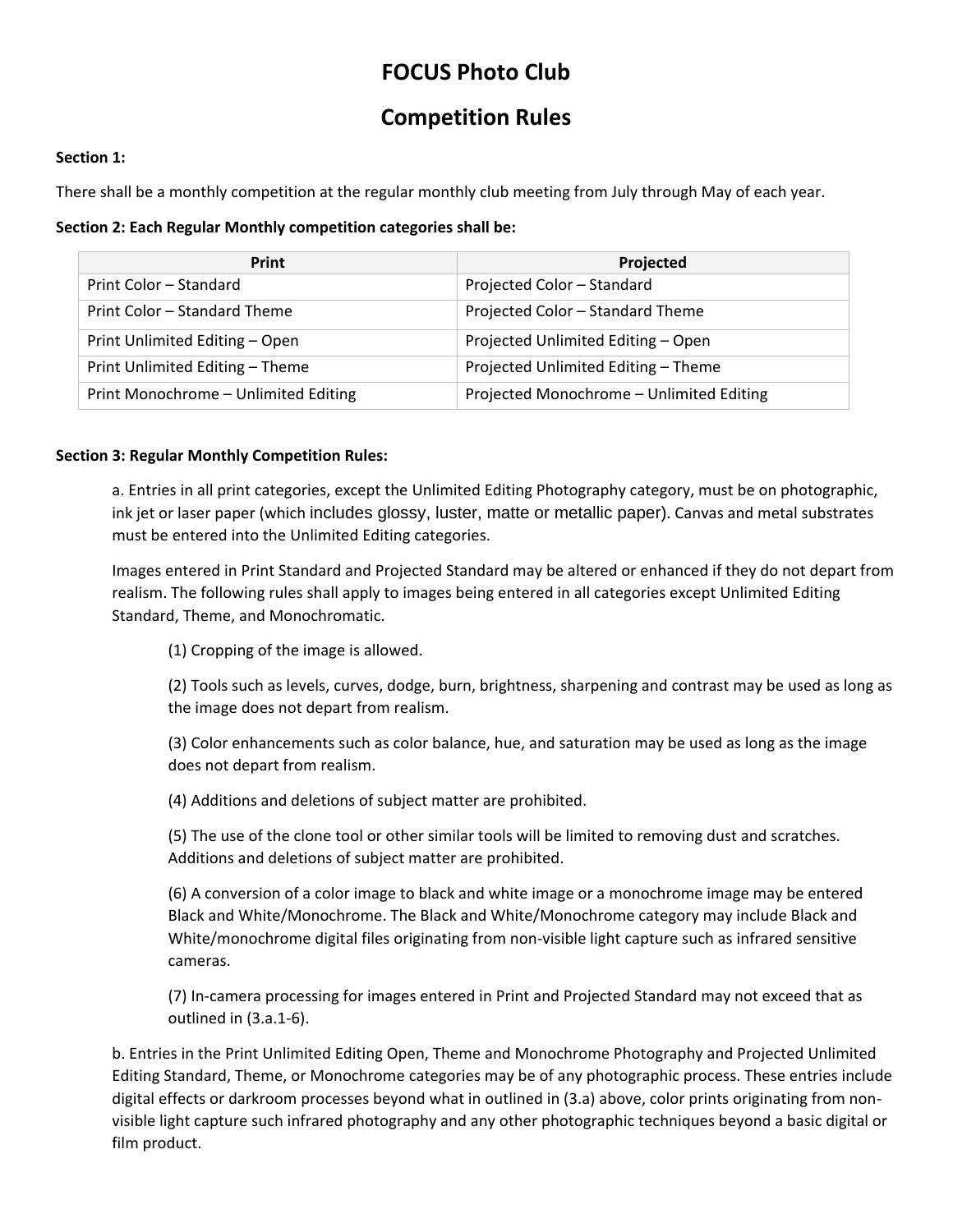# FOCUS Photo Club

# Competition Rules

**Section 1:**

There shall be a monthly competition at the regular monthly club meeting from July through May of each year.

**Section 2: Each Regular Monthly competition categories shall be:**

| Print | Projected |
|---|---|
| Print Color – Standard | Projected Color – Standard |
| Print Color – Standard Theme | Projected Color – Standard Theme |
| Print Unlimited Editing – Open | Projected Unlimited Editing – Open |
| Print Unlimited Editing – Theme | Projected Unlimited Editing – Theme |
| Print Monochrome – Unlimited Editing | Projected Monochrome – Unlimited Editing |

**Section 3: Regular Monthly Competition Rules:**

a. Entries in all print categories, except the Unlimited Editing Photography category, must be on photographic, ink jet or laser paper (which includes glossy, luster, matte or metallic paper). Canvas and metal substrates must be entered into the Unlimited Editing categories.

Images entered in Print Standard and Projected Standard may be altered or enhanced if they do not depart from realism. The following rules shall apply to images being entered in all categories except Unlimited Editing Standard, Theme, and Monochromatic.

(1) Cropping of the image is allowed.

(2) Tools such as levels, curves, dodge, burn, brightness, sharpening and contrast may be used as long as the image does not depart from realism.

(3) Color enhancements such as color balance, hue, and saturation may be used as long as the image does not depart from realism.

(4) Additions and deletions of subject matter are prohibited.

(5) The use of the clone tool or other similar tools will be limited to removing dust and scratches. Additions and deletions of subject matter are prohibited.

(6) A conversion of a color image to black and white image or a monochrome image may be entered Black and White/Monochrome. The Black and White/Monochrome category may include Black and White/monochrome digital files originating from non-visible light capture such as infrared sensitive cameras.

(7) In-camera processing for images entered in Print and Projected Standard may not exceed that as outlined in (3.a.1-6).

b. Entries in the Print Unlimited Editing Open, Theme and Monochrome Photography and Projected Unlimited Editing Standard, Theme, or Monochrome categories may be of any photographic process. These entries include digital effects or darkroom processes beyond what in outlined in (3.a) above, color prints originating from non-visible light capture such infrared photography and any other photographic techniques beyond a basic digital or film product.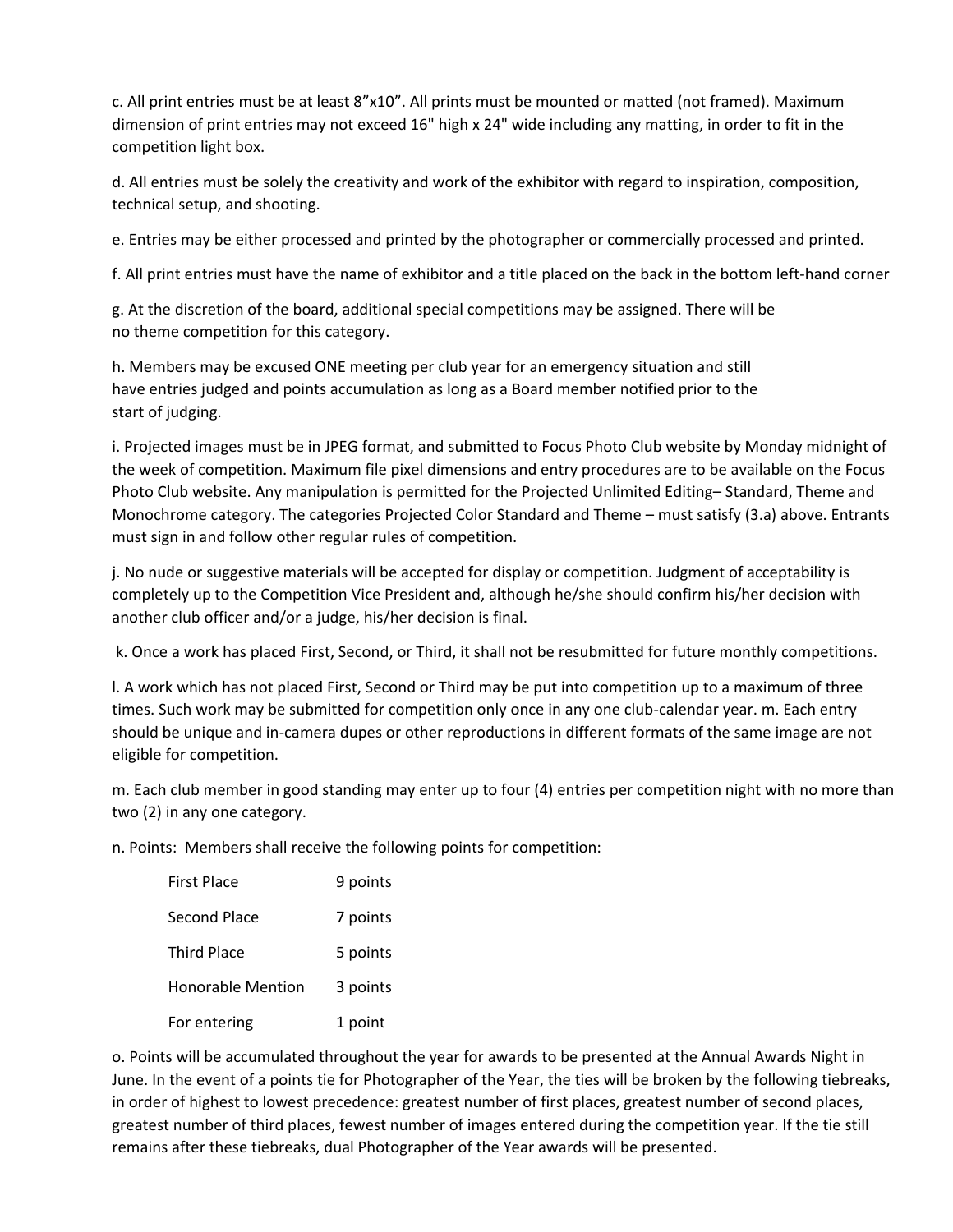c. All print entries must be at least 8”x10”. All prints must be mounted or matted (not framed). Maximum dimension of print entries may not exceed 16" high x 24" wide including any matting, in order to fit in the competition light box.

d. All entries must be solely the creativity and work of the exhibitor with regard to inspiration, composition, technical setup, and shooting.

e. Entries may be either processed and printed by the photographer or commercially processed and printed.

f. All print entries must have the name of exhibitor and a title placed on the back in the bottom left-hand corner

g. At the discretion of the board, additional special competitions may be assigned. There will be no theme competition for this category.

h. Members may be excused ONE meeting per club year for an emergency situation and still have entries judged and points accumulation as long as a Board member notified prior to the start of judging.

i. Projected images must be in JPEG format, and submitted to Focus Photo Club website by Monday midnight of the week of competition. Maximum file pixel dimensions and entry procedures are to be available on the Focus Photo Club website. Any manipulation is permitted for the Projected Unlimited Editing– Standard, Theme and Monochrome category. The categories Projected Color Standard and Theme – must satisfy (3.a) above. Entrants must sign in and follow other regular rules of competition.

j. No nude or suggestive materials will be accepted for display or competition. Judgment of acceptability is completely up to the Competition Vice President and, although he/she should confirm his/her decision with another club officer and/or a judge, his/her decision is final.

k. Once a work has placed First, Second, or Third, it shall not be resubmitted for future monthly competitions.

l. A work which has not placed First, Second or Third may be put into competition up to a maximum of three times. Such work may be submitted for competition only once in any one club-calendar year. m. Each entry should be unique and in-camera dupes or other reproductions in different formats of the same image are not eligible for competition.

m. Each club member in good standing may enter up to four (4) entries per competition night with no more than two (2) in any one category.

n. Points: Members shall receive the following points for competition:

| | |
|---|---|
| First Place | 9 points |
| Second Place | 7 points |
| Third Place | 5 points |
| Honorable Mention | 3 points |
| For entering | 1 point |

o. Points will be accumulated throughout the year for awards to be presented at the Annual Awards Night in June. In the event of a points tie for Photographer of the Year, the ties will be broken by the following tiebreaks, in order of highest to lowest precedence: greatest number of first places, greatest number of second places, greatest number of third places, fewest number of images entered during the competition year. If the tie still remains after these tiebreaks, dual Photographer of the Year awards will be presented.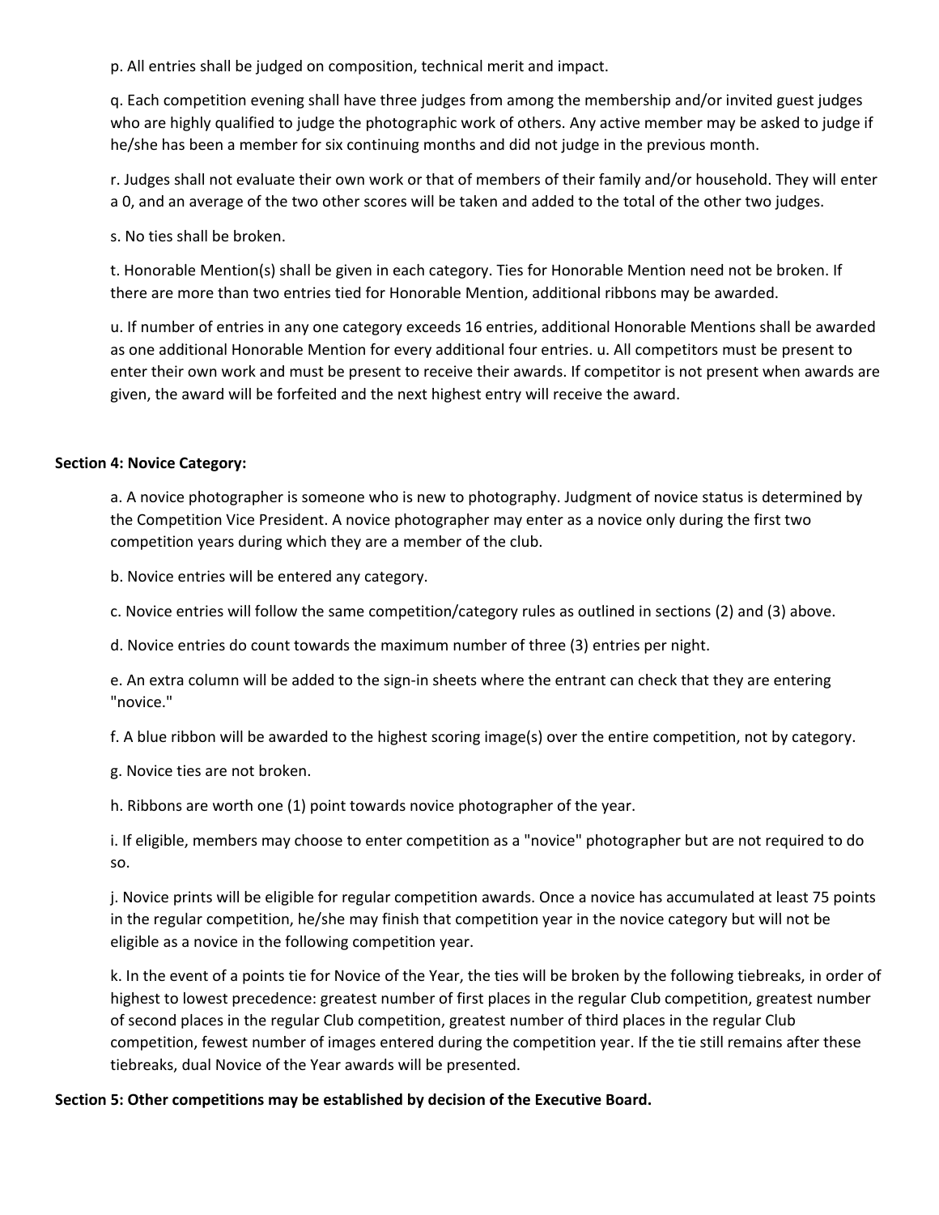p. All entries shall be judged on composition, technical merit and impact.

q. Each competition evening shall have three judges from among the membership and/or invited guest judges who are highly qualified to judge the photographic work of others. Any active member may be asked to judge if he/she has been a member for six continuing months and did not judge in the previous month.

r. Judges shall not evaluate their own work or that of members of their family and/or household. They will enter a 0, and an average of the two other scores will be taken and added to the total of the other two judges.

s. No ties shall be broken.

t. Honorable Mention(s) shall be given in each category. Ties for Honorable Mention need not be broken. If there are more than two entries tied for Honorable Mention, additional ribbons may be awarded.

u. If number of entries in any one category exceeds 16 entries, additional Honorable Mentions shall be awarded as one additional Honorable Mention for every additional four entries. u. All competitors must be present to enter their own work and must be present to receive their awards. If competitor is not present when awards are given, the award will be forfeited and the next highest entry will receive the award.

**Section 4: Novice Category:**

a. A novice photographer is someone who is new to photography. Judgment of novice status is determined by the Competition Vice President. A novice photographer may enter as a novice only during the first two competition years during which they are a member of the club.

b. Novice entries will be entered any category.

c. Novice entries will follow the same competition/category rules as outlined in sections (2) and (3) above.

d. Novice entries do count towards the maximum number of three (3) entries per night.

e. An extra column will be added to the sign-in sheets where the entrant can check that they are entering "novice."

f. A blue ribbon will be awarded to the highest scoring image(s) over the entire competition, not by category.

g. Novice ties are not broken.

h. Ribbons are worth one (1) point towards novice photographer of the year.

i. If eligible, members may choose to enter competition as a "novice" photographer but are not required to do so.

j. Novice prints will be eligible for regular competition awards. Once a novice has accumulated at least 75 points in the regular competition, he/she may finish that competition year in the novice category but will not be eligible as a novice in the following competition year.

k. In the event of a points tie for Novice of the Year, the ties will be broken by the following tiebreaks, in order of highest to lowest precedence: greatest number of first places in the regular Club competition, greatest number of second places in the regular Club competition, greatest number of third places in the regular Club competition, fewest number of images entered during the competition year. If the tie still remains after these tiebreaks, dual Novice of the Year awards will be presented.

**Section 5: Other competitions may be established by decision of the Executive Board.**